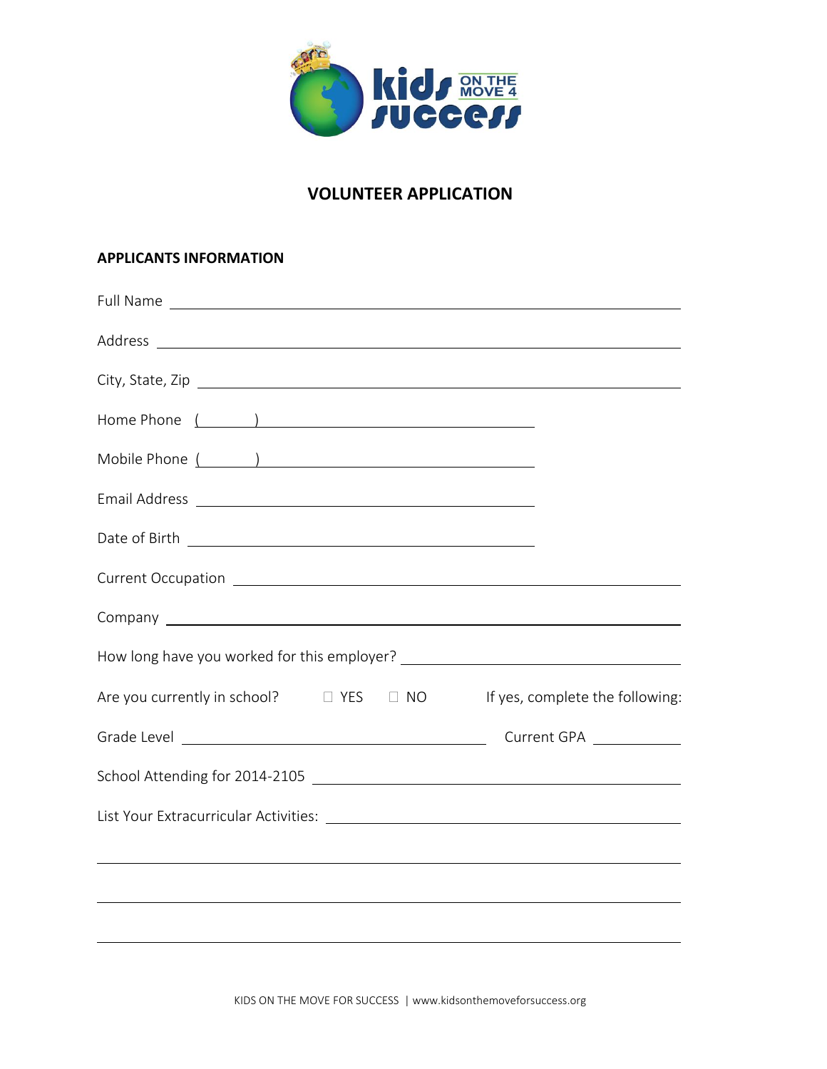# VOLUNTEER APPLICATION

## APPLICANTS INFORMATION

Full Name ______________________________________________

Address ______________________________________________

City, State, Zip ______________________________________________

Home Phone (______) ______________________________

Mobile Phone (______) ______________________________

Email Address ______________________________

Date of Birth ______________________________

Current Occupation ______________________________________________

Company ______________________________________________

How long have you worked for this employer? ______________________________

Are you currently in school? ☐ YES ☐ NO If yes, complete the following:

Grade Level ______________________________ Current GPA __________

School Attending for 2014-2105 ______________________________

List Your Extracurricular Activities: ______________________________

______________________________________________

______________________________________________

______________________________________________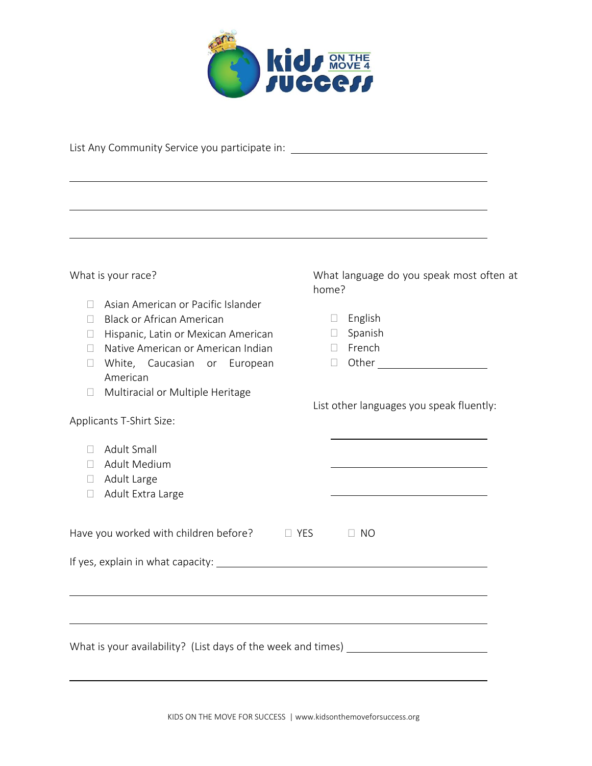List Any Community Service you participate in: ______________________________

______________________________________________________________

______________________________________________________________

______________________________________________________________

What is your race?

- ☐ Asian American or Pacific Islander
- ☐ Black or African American
- ☐ Hispanic, Latin or Mexican American
- ☐ Native American or American Indian
- ☐ White, Caucasian or European American
- ☐ Multiracial or Multiple Heritage

What language do you speak most often at home?

- ☐ English
- ☐ Spanish
- ☐ French
- ☐ Other ________________

Applicants T-Shirt Size:

- ☐ Adult Small
- ☐ Adult Medium
- ☐ Adult Large
- ☐ Adult Extra Large

List other languages you speak fluently:

________________________

________________________

________________________

Have you worked with children before? ☐ YES ☐ NO

If yes, explain in what capacity: ______________________________________

______________________________________________________________

______________________________________________________________

What is your availability? (List days of the week and times) ____________________

______________________________________________________________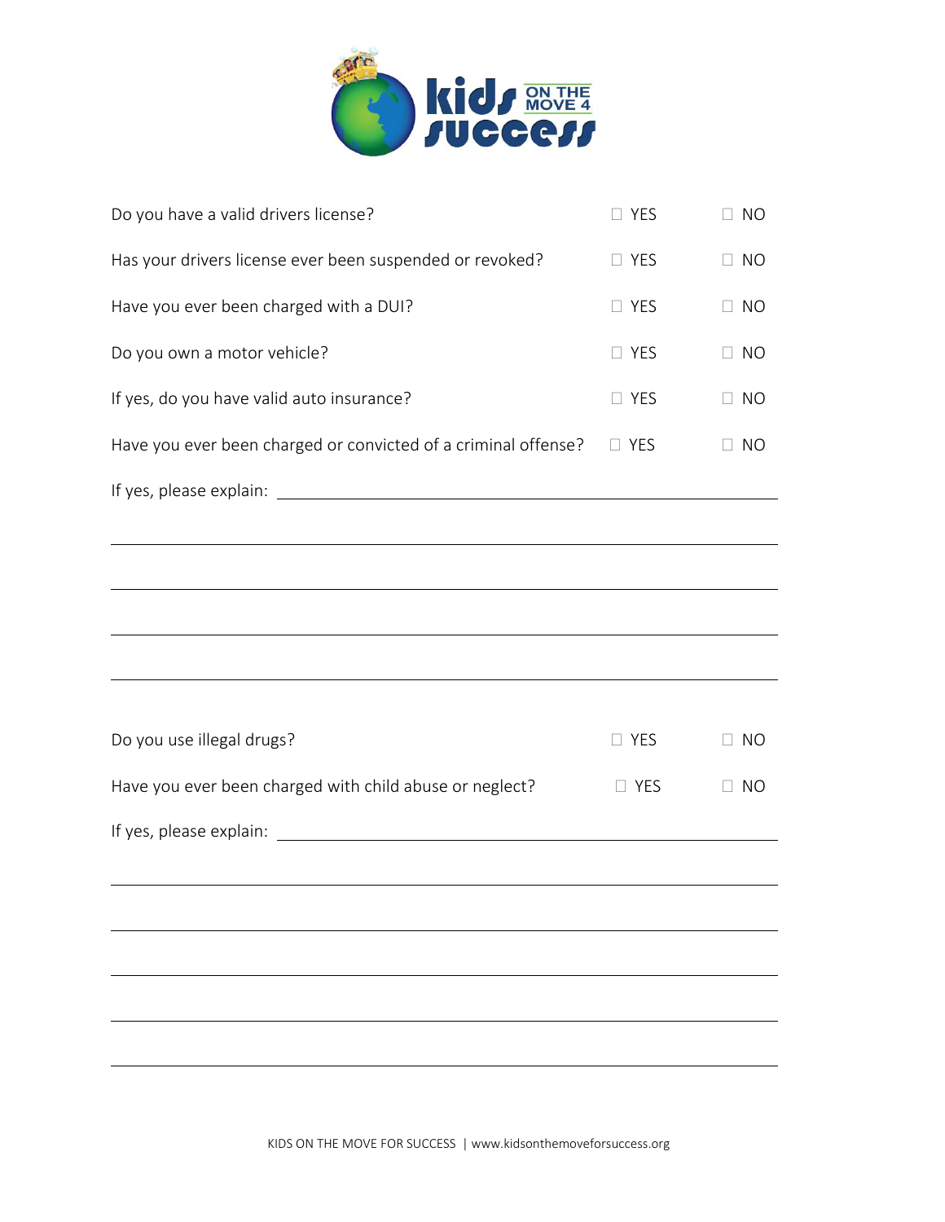| | | |
|---|---|---|
| Do you have a valid drivers license? | ☐ YES | ☐ NO |
| Has your drivers license ever been suspended or revoked? | ☐ YES | ☐ NO |
| Have you ever been charged with a DUI? | ☐ YES | ☐ NO |
| Do you own a motor vehicle? | ☐ YES | ☐ NO |
| If yes, do you have valid auto insurance? | ☐ YES | ☐ NO |
| Have you ever been charged or convicted of a criminal offense? | ☐ YES | ☐ NO |

If yes, please explain: ______________________________________________

______________________________________________

______________________________________________

______________________________________________

______________________________________________

| | | |
|---|---|---|
| Do you use illegal drugs? | ☐ YES | ☐ NO |
| Have you ever been charged with child abuse or neglect? | ☐ YES | ☐ NO |

If yes, please explain: ______________________________________________

______________________________________________

______________________________________________

______________________________________________

______________________________________________

______________________________________________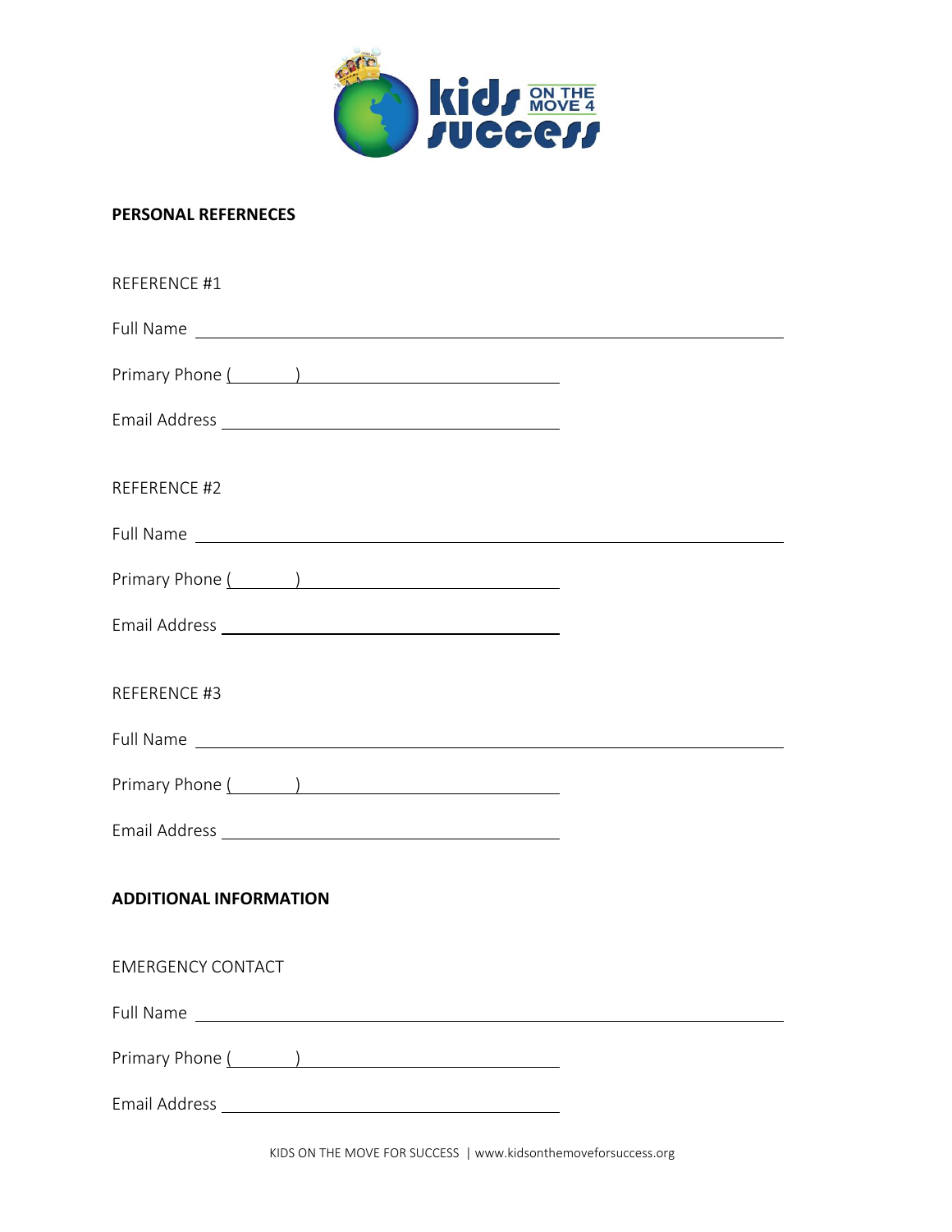**PERSONAL REFERNECES**

REFERENCE #1

Full Name ______________________________________________

Primary Phone (______) ____________________

Email Address ____________________________

REFERENCE #2

Full Name ______________________________________________

Primary Phone (______) ____________________

Email Address ____________________________

REFERENCE #3

Full Name ______________________________________________

Primary Phone (______) ____________________

Email Address ____________________________

**ADDITIONAL INFORMATION**

EMERGENCY CONTACT

Full Name ______________________________________________

Primary Phone (______) ____________________

Email Address ____________________________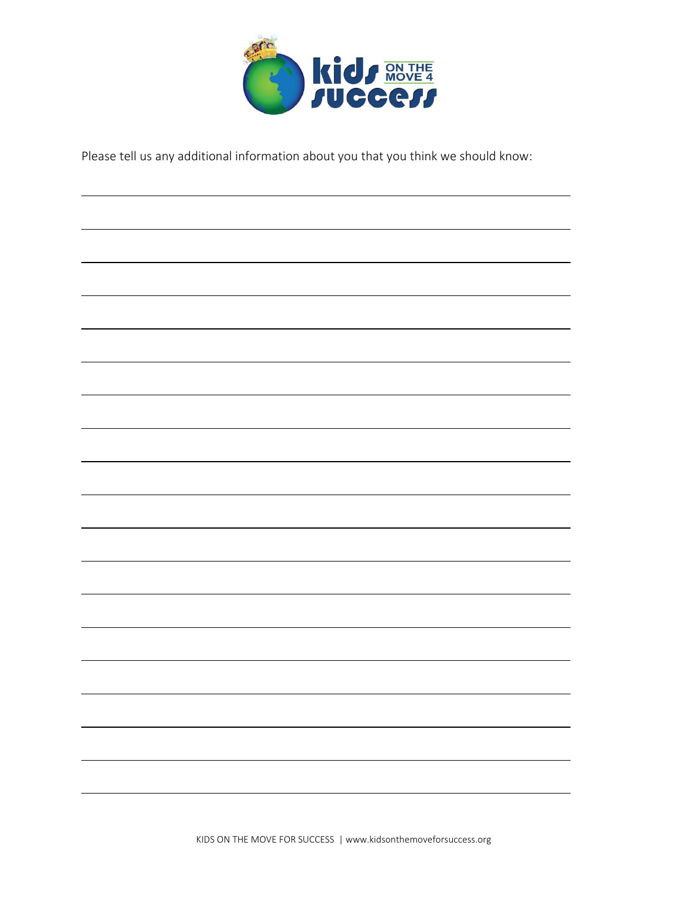Please tell us any additional information about you that you think we should know: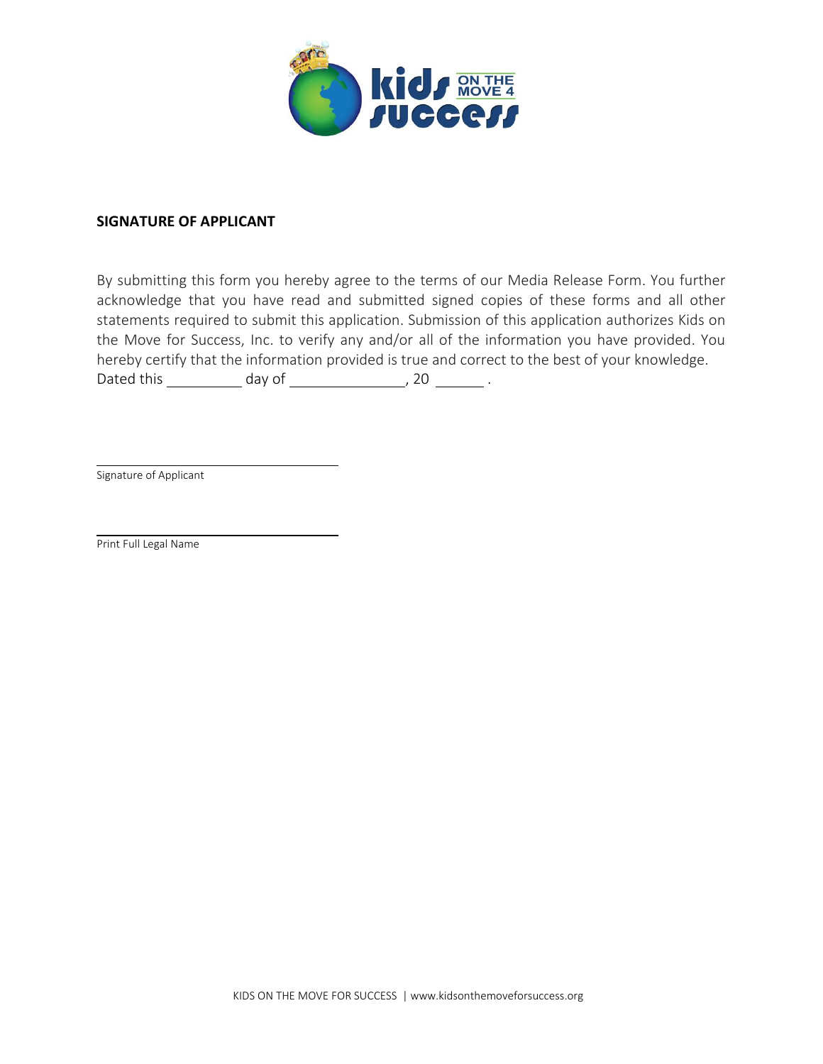## SIGNATURE OF APPLICANT

By submitting this form you hereby agree to the terms of our Media Release Form. You further acknowledge that you have read and submitted signed copies of these forms and all other statements required to submit this application. Submission of this application authorizes Kids on the Move for Success, Inc. to verify any and/or all of the information you have provided. You hereby certify that the information provided is true and correct to the best of your knowledge.
Dated this __________ day of _______________, 20 ______ .

_________________________________
Signature of Applicant

_________________________________
Print Full Legal Name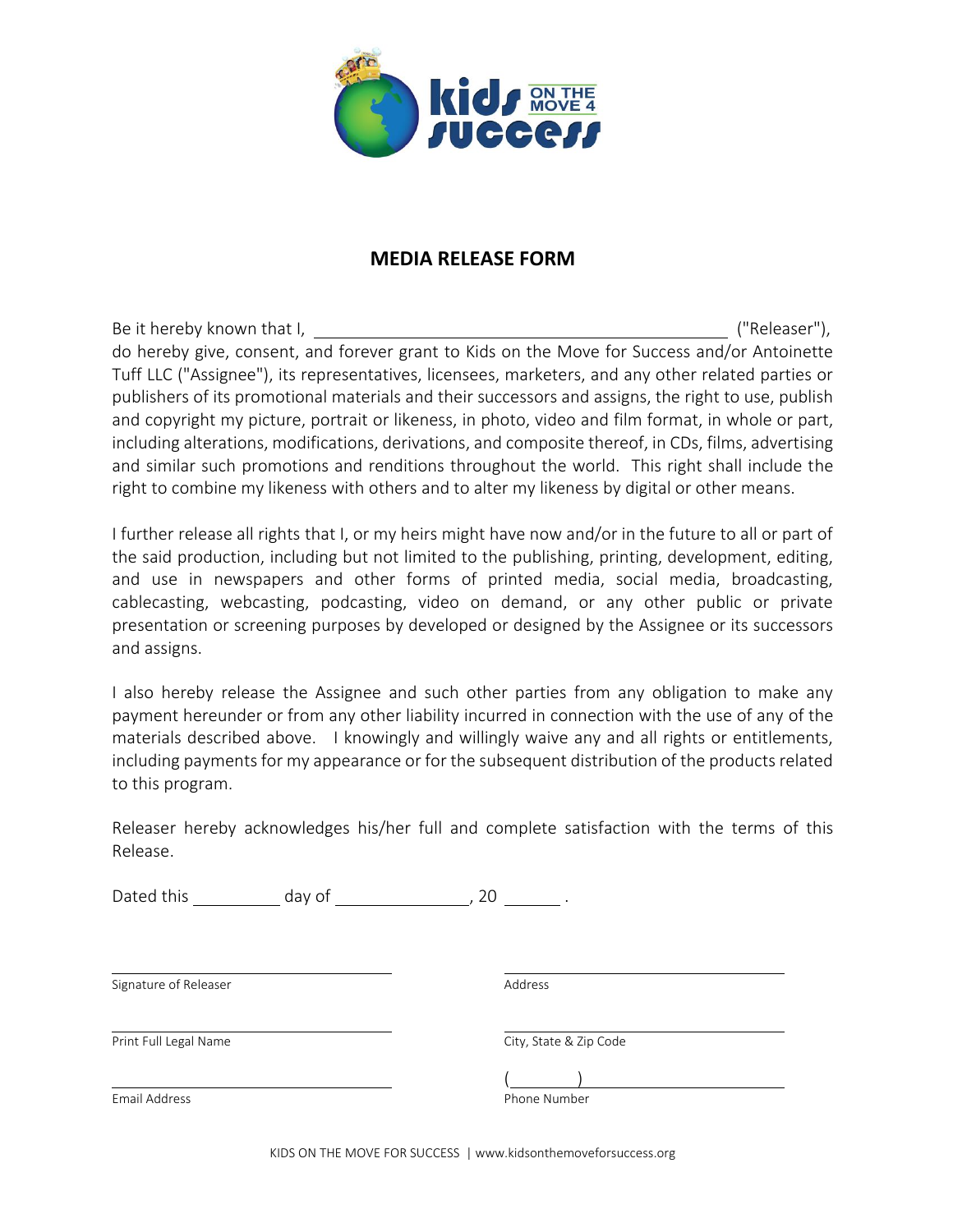# MEDIA RELEASE FORM

Be it hereby known that I, ________________________________________ ("Releaser"), do hereby give, consent, and forever grant to Kids on the Move for Success and/or Antoinette Tuff LLC ("Assignee"), its representatives, licensees, marketers, and any other related parties or publishers of its promotional materials and their successors and assigns, the right to use, publish and copyright my picture, portrait or likeness, in photo, video and film format, in whole or part, including alterations, modifications, derivations, and composite thereof, in CDs, films, advertising and similar such promotions and renditions throughout the world. This right shall include the right to combine my likeness with others and to alter my likeness by digital or other means.

I further release all rights that I, or my heirs might have now and/or in the future to all or part of the said production, including but not limited to the publishing, printing, development, editing, and use in newspapers and other forms of printed media, social media, broadcasting, cablecasting, webcasting, podcasting, video on demand, or any other public or private presentation or screening purposes by developed or designed by the Assignee or its successors and assigns.

I also hereby release the Assignee and such other parties from any obligation to make any payment hereunder or from any other liability incurred in connection with the use of any of the materials described above. I knowingly and willingly waive any and all rights or entitlements, including payments for my appearance or for the subsequent distribution of the products related to this program.

Releaser hereby acknowledges his/her full and complete satisfaction with the terms of this Release.

Dated this __________ day of _______________, 20 ______ .

| | |
|---|---|
| ______________________________ | ______________________________ |
| Signature of Releaser | Address |
| ______________________________ | ______________________________ |
| Print Full Legal Name | City, State & Zip Code |
| ______________________________ | (______)______________________ |
| Email Address | Phone Number |

KIDS ON THE MOVE FOR SUCCESS | www.kidsonthemoveforsuccess.org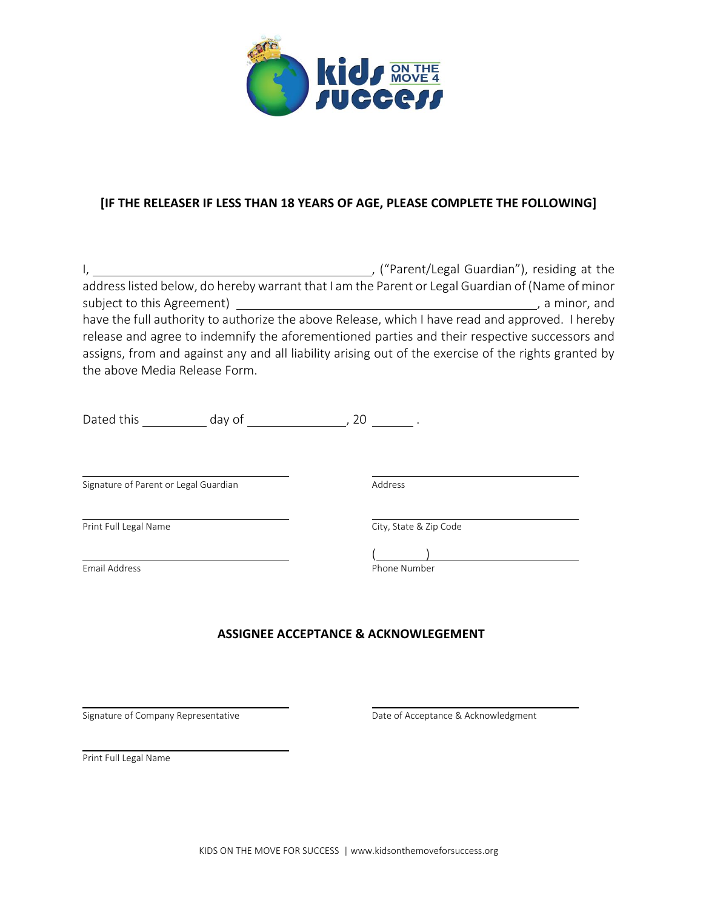**[IF THE RELEASER IF LESS THAN 18 YEARS OF AGE, PLEASE COMPLETE THE FOLLOWING]**

I, ______________________________, ("Parent/Legal Guardian"), residing at the address listed below, do hereby warrant that I am the Parent or Legal Guardian of (Name of minor subject to this Agreement) ______________________________, a minor, and have the full authority to authorize the above Release, which I have read and approved. I hereby release and agree to indemnify the aforementioned parties and their respective successors and assigns, from and against any and all liability arising out of the exercise of the rights granted by the above Media Release Form.

Dated this __________ day of _______________, 20 ______ .

______________________________
Signature of Parent or Legal Guardian

______________________________
Address

______________________________
Print Full Legal Name

______________________________
City, State & Zip Code

______________________________
Email Address

(________)______________________
Phone Number

**ASSIGNEE ACCEPTANCE & ACKNOWLEGEMENT**

______________________________
Signature of Company Representative

______________________________
Date of Acceptance & Acknowledgment

______________________________
Print Full Legal Name

KIDS ON THE MOVE FOR SUCCESS | www.kidsonthemoveforsuccess.org